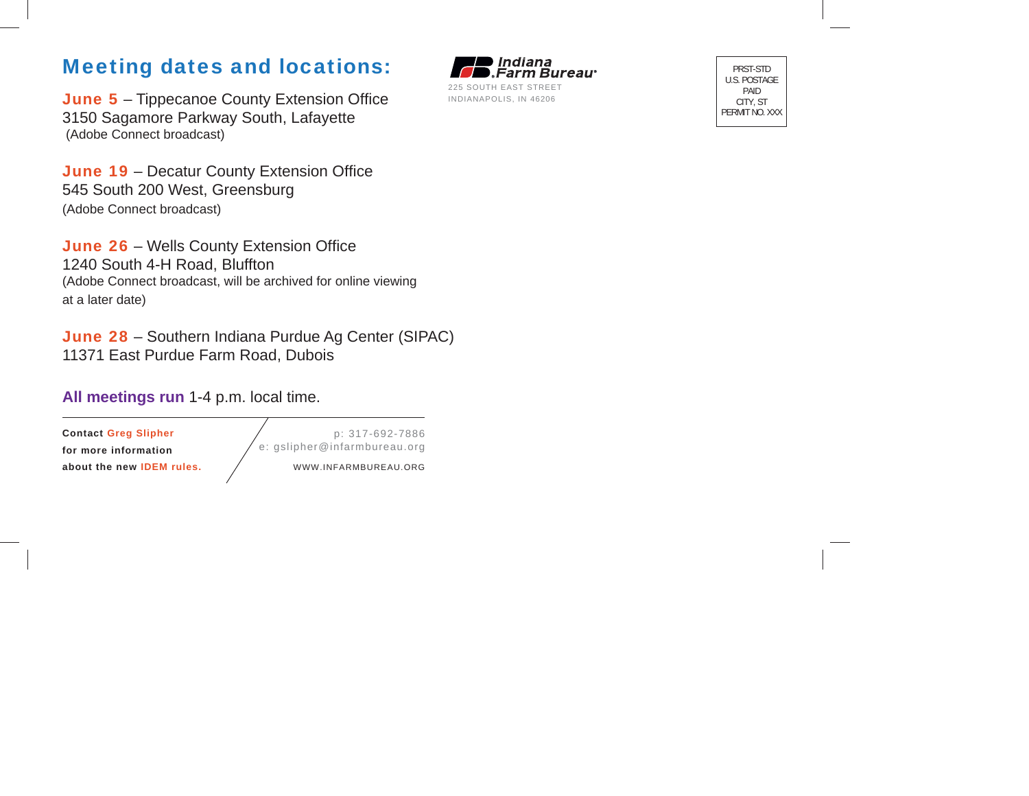## Meeting dates and locations:

**June 5** – Tippecanoe County Extension Office
3150 Sagamore Parkway South, Lafayette
(Adobe Connect broadcast)

**June 19** – Decatur County Extension Office
545 South 200 West, Greensburg
(Adobe Connect broadcast)

**June 26** – Wells County Extension Office
1240 South 4-H Road, Bluffton
(Adobe Connect broadcast, will be archived for online viewing at a later date)

**June 28** – Southern Indiana Purdue Ag Center (SIPAC)
11371 East Purdue Farm Road, Dubois

**All meetings run** 1-4 p.m. local time.

---

**Contact Greg Slipher for more information about the new IDEM rules.**

p: 317-692-7886
e: gslipher@infarmbureau.org
WWW.INFARMBUREAU.ORG

Indiana Farm Bureau
225 SOUTH EAST STREET
INDIANAPOLIS, IN 46206

PRST-STD
U.S. POSTAGE
PAID
CITY, ST
PERMIT NO. XXX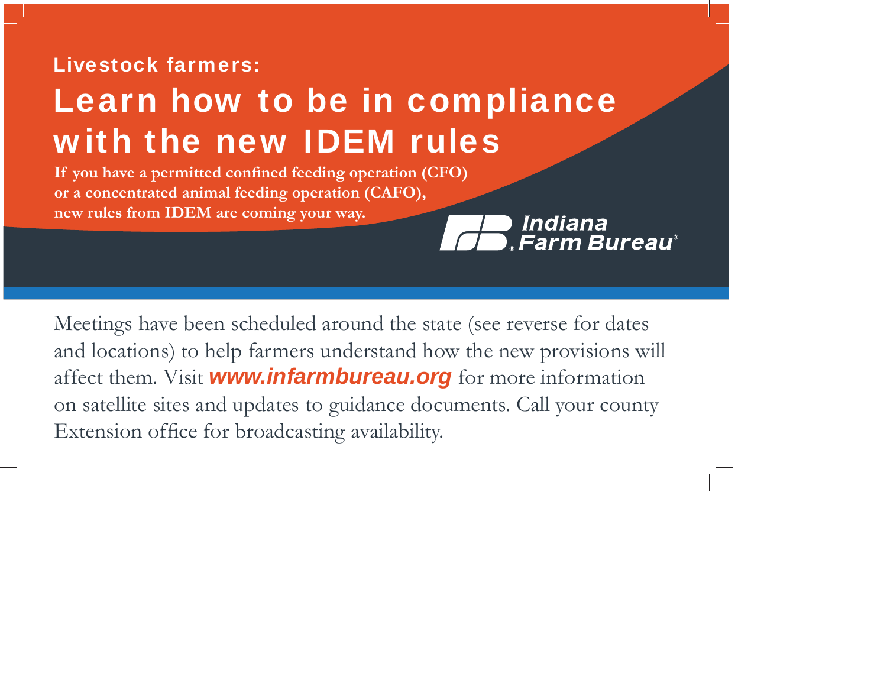**Livestock farmers:**

# Learn how to be in compliance with the new IDEM rules

**If you have a permitted confined feeding operation (CFO) or a concentrated animal feeding operation (CAFO), new rules from IDEM are coming your way.**

Indiana Farm Bureau®

Meetings have been scheduled around the state (see reverse for dates and locations) to help farmers understand how the new provisions will affect them. Visit ***www.infarmbureau.org*** for more information on satellite sites and updates to guidance documents. Call your county Extension office for broadcasting availability.